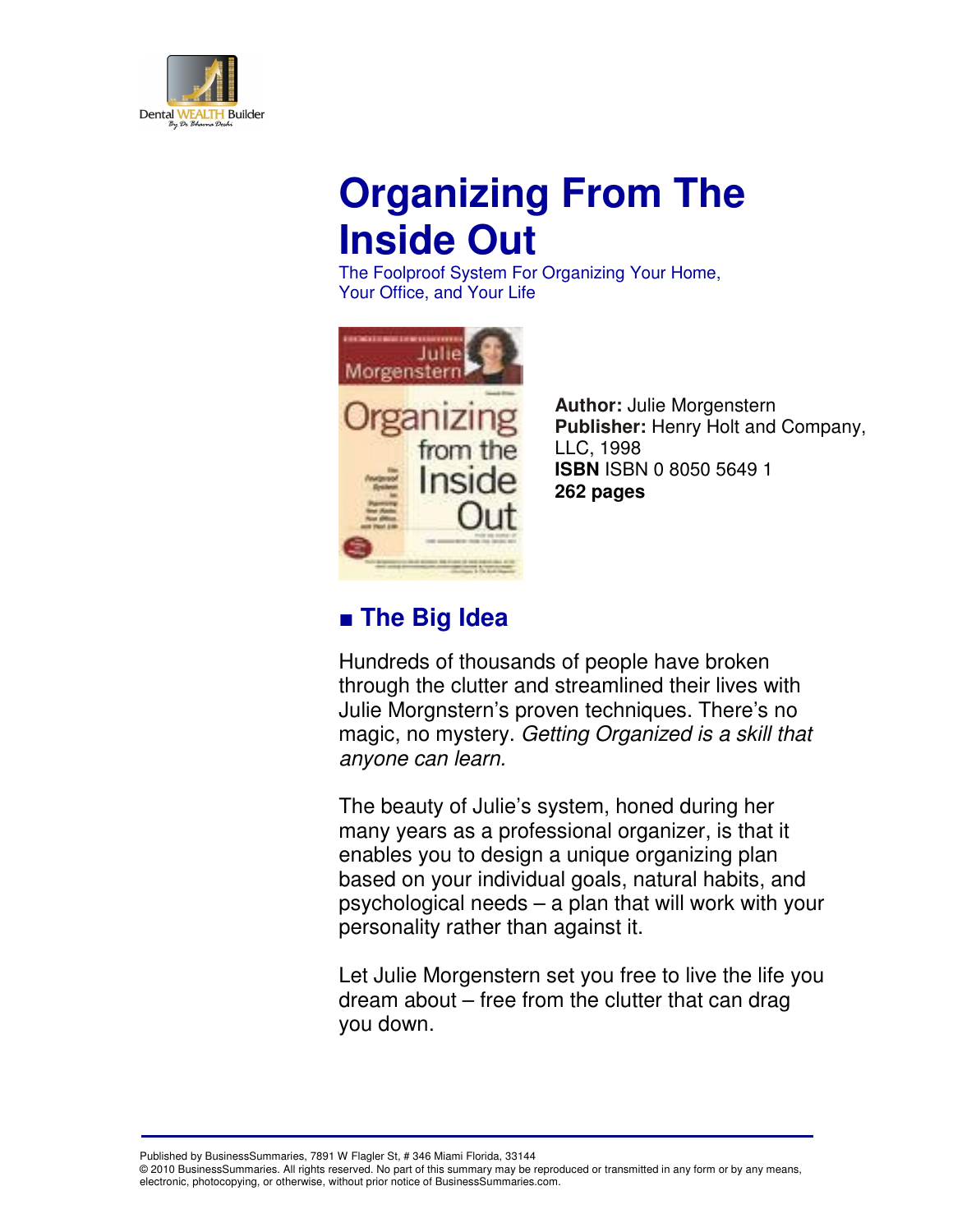# Organizing From The Inside Out

The Foolproof System For Organizing Your Home, Your Office, and Your Life

**Author:** Julie Morgenstern
**Publisher:** Henry Holt and Company, LLC, 1998
**ISBN** ISBN 0 8050 5649 1
**262 pages**

## ■ The Big Idea

Hundreds of thousands of people have broken through the clutter and streamlined their lives with Julie Morgnstern's proven techniques. There's no magic, no mystery. *Getting Organized is a skill that anyone can learn.*

The beauty of Julie's system, honed during her many years as a professional organizer, is that it enables you to design a unique organizing plan based on your individual goals, natural habits, and psychological needs – a plan that will work with your personality rather than against it.

Let Julie Morgenstern set you free to live the life you dream about – free from the clutter that can drag you down.

Published by BusinessSummaries, 7891 W Flagler St, # 346 Miami Florida, 33144
© 2010 BusinessSummaries. All rights reserved. No part of this summary may be reproduced or transmitted in any form or by any means, electronic, photocopying, or otherwise, without prior notice of BusinessSummaries.com.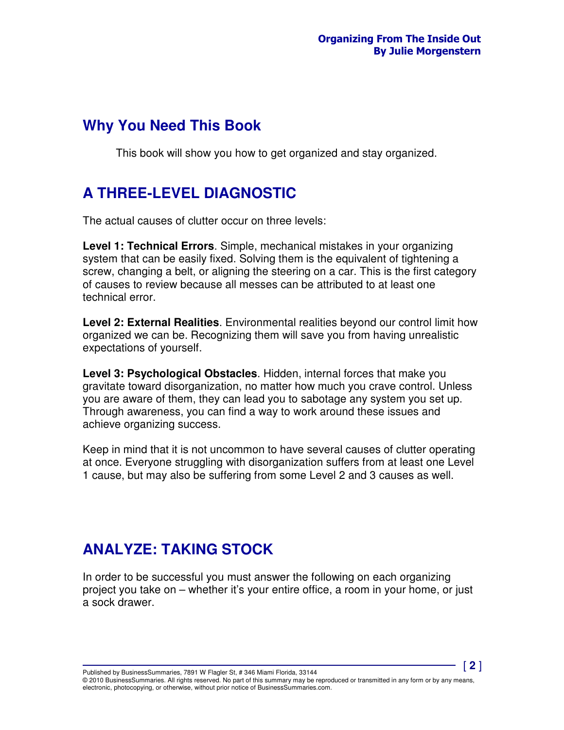## Why You Need This Book

This book will show you how to get organized and stay organized.

## A THREE-LEVEL DIAGNOSTIC

The actual causes of clutter occur on three levels:

**Level 1: Technical Errors**. Simple, mechanical mistakes in your organizing system that can be easily fixed. Solving them is the equivalent of tightening a screw, changing a belt, or aligning the steering on a car. This is the first category of causes to review because all messes can be attributed to at least one technical error.

**Level 2: External Realities**. Environmental realities beyond our control limit how organized we can be. Recognizing them will save you from having unrealistic expectations of yourself.

**Level 3: Psychological Obstacles**. Hidden, internal forces that make you gravitate toward disorganization, no matter how much you crave control. Unless you are aware of them, they can lead you to sabotage any system you set up. Through awareness, you can find a way to work around these issues and achieve organizing success.

Keep in mind that it is not uncommon to have several causes of clutter operating at once. Everyone struggling with disorganization suffers from at least one Level 1 cause, but may also be suffering from some Level 2 and 3 causes as well.

## ANALYZE: TAKING STOCK

In order to be successful you must answer the following on each organizing project you take on – whether it's your entire office, a room in your home, or just a sock drawer.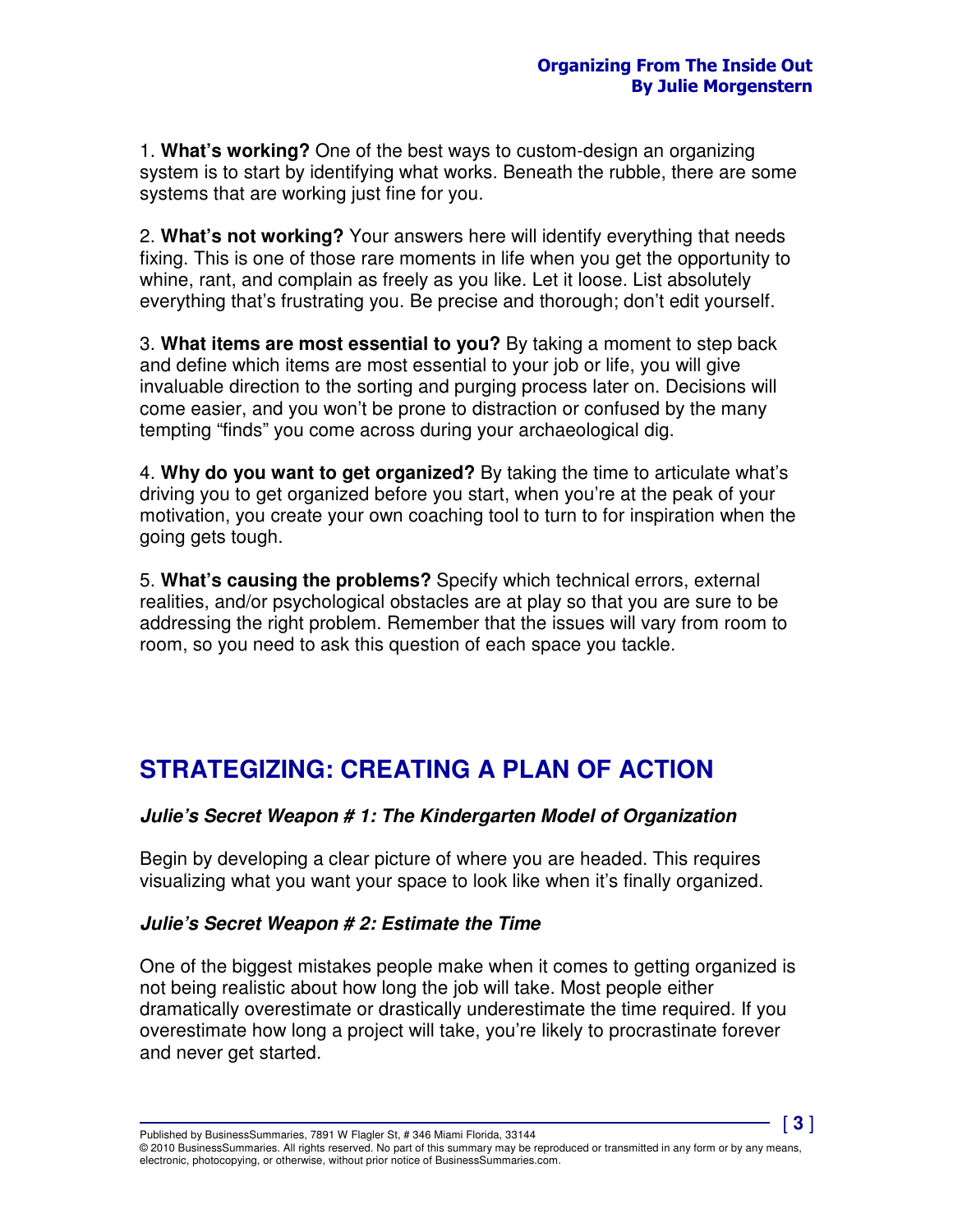1. **What's working?** One of the best ways to custom-design an organizing system is to start by identifying what works. Beneath the rubble, there are some systems that are working just fine for you.

2. **What's not working?** Your answers here will identify everything that needs fixing. This is one of those rare moments in life when you get the opportunity to whine, rant, and complain as freely as you like. Let it loose. List absolutely everything that's frustrating you. Be precise and thorough; don't edit yourself.

3. **What items are most essential to you?** By taking a moment to step back and define which items are most essential to your job or life, you will give invaluable direction to the sorting and purging process later on. Decisions will come easier, and you won't be prone to distraction or confused by the many tempting "finds" you come across during your archaeological dig.

4. **Why do you want to get organized?** By taking the time to articulate what's driving you to get organized before you start, when you're at the peak of your motivation, you create your own coaching tool to turn to for inspiration when the going gets tough.

5. **What's causing the problems?** Specify which technical errors, external realities, and/or psychological obstacles are at play so that you are sure to be addressing the right problem. Remember that the issues will vary from room to room, so you need to ask this question of each space you tackle.

## STRATEGIZING: CREATING A PLAN OF ACTION

### *Julie's Secret Weapon # 1: The Kindergarten Model of Organization*

Begin by developing a clear picture of where you are headed. This requires visualizing what you want your space to look like when it's finally organized.

### *Julie's Secret Weapon # 2: Estimate the Time*

One of the biggest mistakes people make when it comes to getting organized is not being realistic about how long the job will take. Most people either dramatically overestimate or drastically underestimate the time required. If you overestimate how long a project will take, you're likely to procrastinate forever and never get started.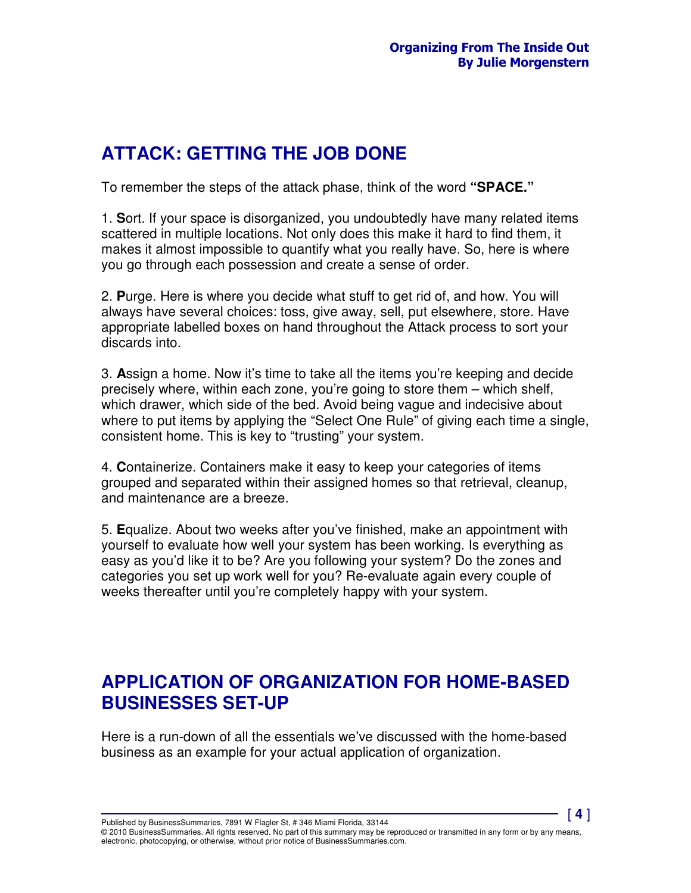## ATTACK: GETTING THE JOB DONE

To remember the steps of the attack phase, think of the word **"SPACE."**

1. **S**ort. If your space is disorganized, you undoubtedly have many related items scattered in multiple locations. Not only does this make it hard to find them, it makes it almost impossible to quantify what you really have. So, here is where you go through each possession and create a sense of order.

2. **P**urge. Here is where you decide what stuff to get rid of, and how. You will always have several choices: toss, give away, sell, put elsewhere, store. Have appropriate labelled boxes on hand throughout the Attack process to sort your discards into.

3. **A**ssign a home. Now it's time to take all the items you're keeping and decide precisely where, within each zone, you're going to store them – which shelf, which drawer, which side of the bed. Avoid being vague and indecisive about where to put items by applying the "Select One Rule" of giving each time a single, consistent home. This is key to "trusting" your system.

4. **C**ontainerize. Containers make it easy to keep your categories of items grouped and separated within their assigned homes so that retrieval, cleanup, and maintenance are a breeze.

5. **E**qualize. About two weeks after you've finished, make an appointment with yourself to evaluate how well your system has been working. Is everything as easy as you'd like it to be? Are you following your system? Do the zones and categories you set up work well for you? Re-evaluate again every couple of weeks thereafter until you're completely happy with your system.

## APPLICATION OF ORGANIZATION FOR HOME-BASED BUSINESSES SET-UP

Here is a run-down of all the essentials we've discussed with the home-based business as an example for your actual application of organization.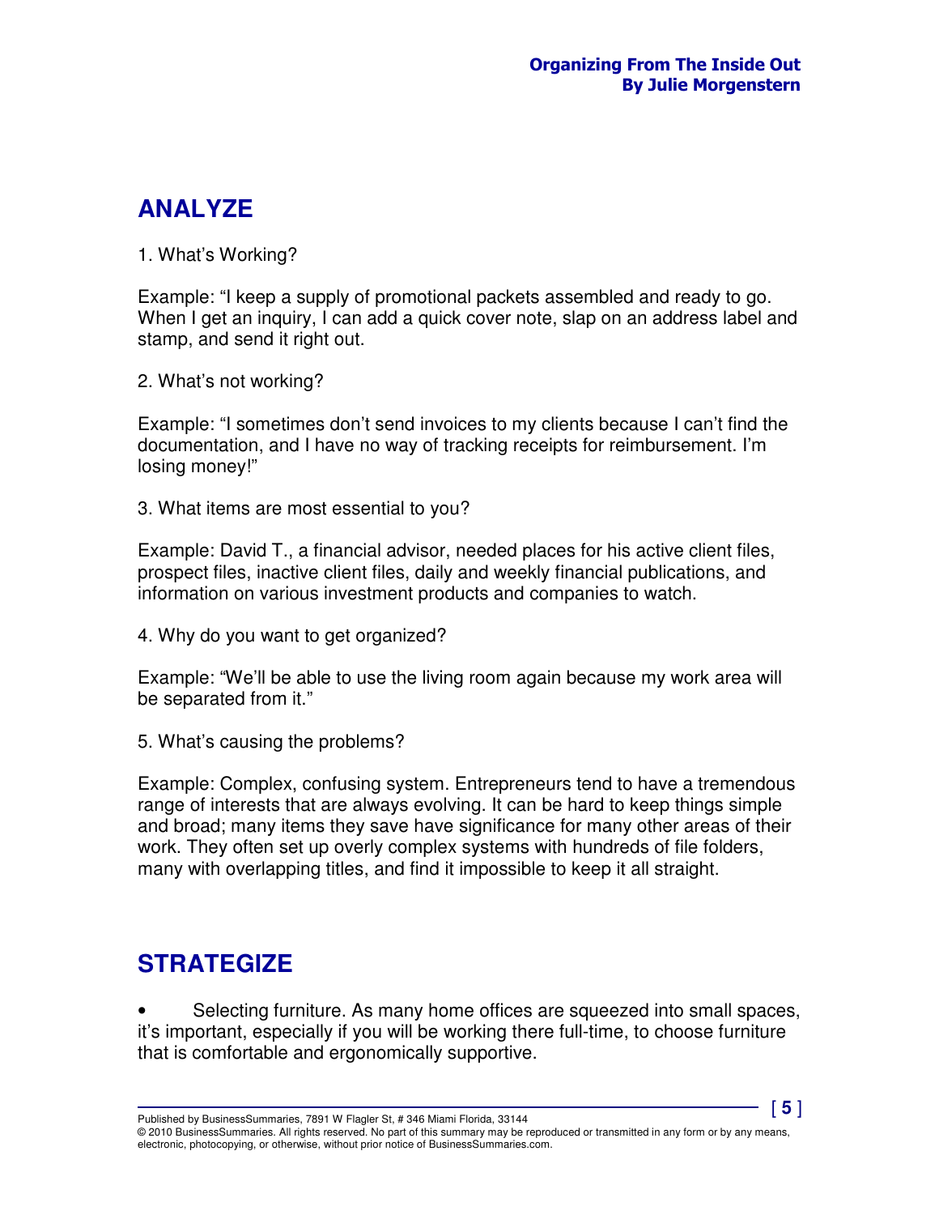## ANALYZE

1. What's Working?

Example: "I keep a supply of promotional packets assembled and ready to go. When I get an inquiry, I can add a quick cover note, slap on an address label and stamp, and send it right out.

2. What's not working?

Example: "I sometimes don't send invoices to my clients because I can't find the documentation, and I have no way of tracking receipts for reimbursement. I'm losing money!"

3. What items are most essential to you?

Example: David T., a financial advisor, needed places for his active client files, prospect files, inactive client files, daily and weekly financial publications, and information on various investment products and companies to watch.

4. Why do you want to get organized?

Example: "We'll be able to use the living room again because my work area will be separated from it."

5. What's causing the problems?

Example: Complex, confusing system. Entrepreneurs tend to have a tremendous range of interests that are always evolving. It can be hard to keep things simple and broad; many items they save have significance for many other areas of their work. They often set up overly complex systems with hundreds of file folders, many with overlapping titles, and find it impossible to keep it all straight.

## STRATEGIZE

- Selecting furniture. As many home offices are squeezed into small spaces, it's important, especially if you will be working there full-time, to choose furniture that is comfortable and ergonomically supportive.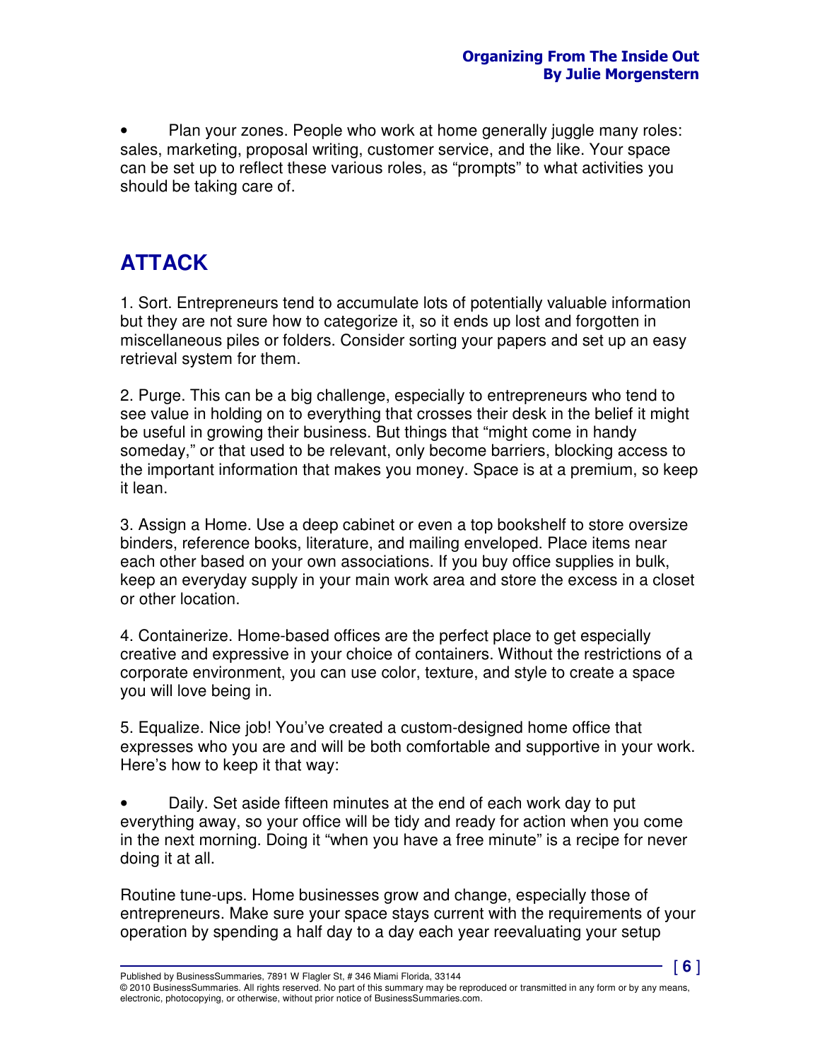- Plan your zones. People who work at home generally juggle many roles: sales, marketing, proposal writing, customer service, and the like. Your space can be set up to reflect these various roles, as "prompts" to what activities you should be taking care of.

## ATTACK

1. Sort. Entrepreneurs tend to accumulate lots of potentially valuable information but they are not sure how to categorize it, so it ends up lost and forgotten in miscellaneous piles or folders. Consider sorting your papers and set up an easy retrieval system for them.

2. Purge. This can be a big challenge, especially to entrepreneurs who tend to see value in holding on to everything that crosses their desk in the belief it might be useful in growing their business. But things that "might come in handy someday," or that used to be relevant, only become barriers, blocking access to the important information that makes you money. Space is at a premium, so keep it lean.

3. Assign a Home. Use a deep cabinet or even a top bookshelf to store oversize binders, reference books, literature, and mailing enveloped. Place items near each other based on your own associations. If you buy office supplies in bulk, keep an everyday supply in your main work area and store the excess in a closet or other location.

4. Containerize. Home-based offices are the perfect place to get especially creative and expressive in your choice of containers. Without the restrictions of a corporate environment, you can use color, texture, and style to create a space you will love being in.

5. Equalize. Nice job! You've created a custom-designed home office that expresses who you are and will be both comfortable and supportive in your work. Here's how to keep it that way:

- Daily. Set aside fifteen minutes at the end of each work day to put everything away, so your office will be tidy and ready for action when you come in the next morning. Doing it "when you have a free minute" is a recipe for never doing it at all.

Routine tune-ups. Home businesses grow and change, especially those of entrepreneurs. Make sure your space stays current with the requirements of your operation by spending a half day to a day each year reevaluating your setup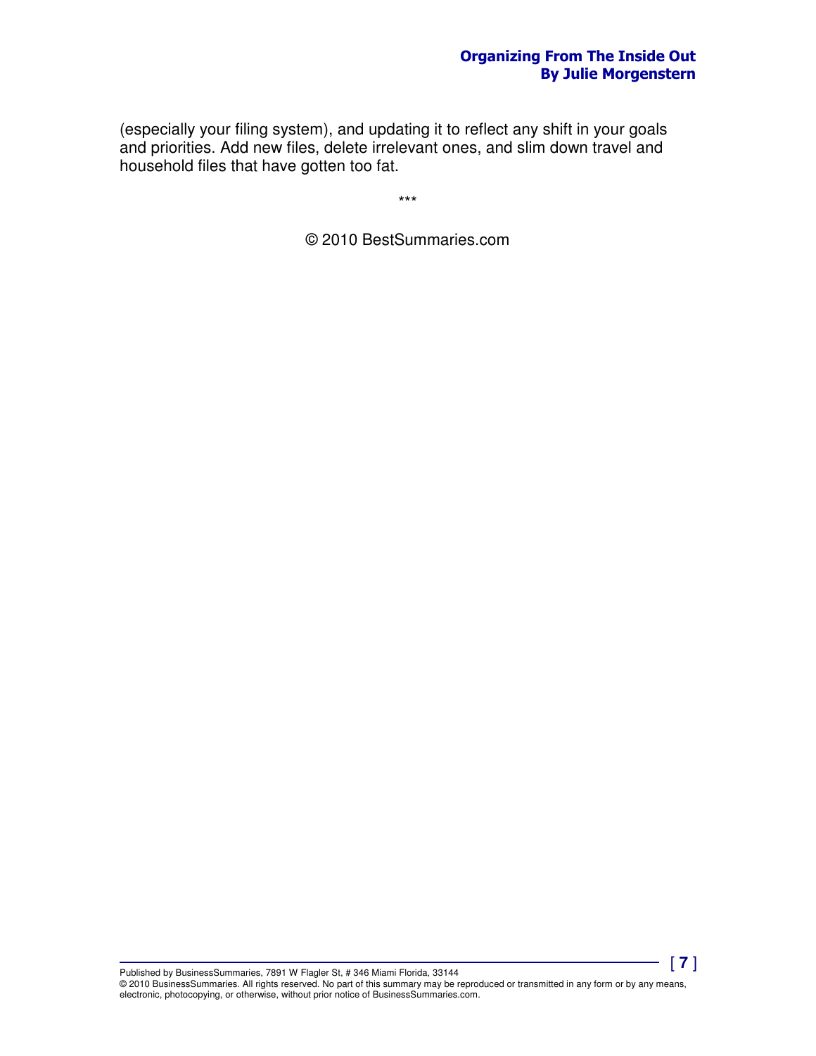(especially your filing system), and updating it to reflect any shift in your goals and priorities. Add new files, delete irrelevant ones, and slim down travel and household files that have gotten too fat.

***

© 2010 BestSummaries.com